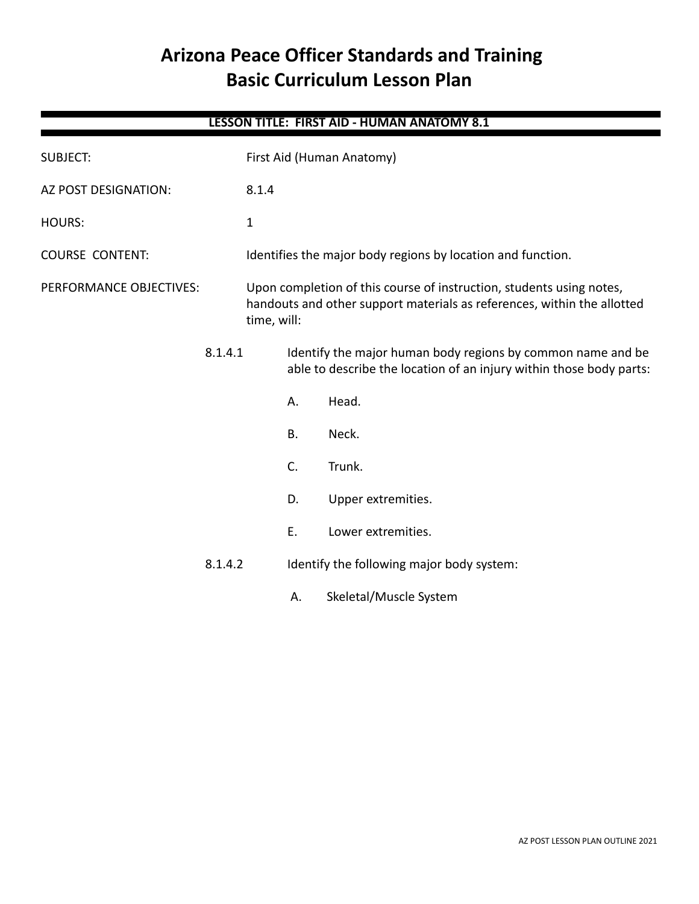# Arizona Peace Officer Standards and Training
# Basic Curriculum Lesson Plan

**LESSON TITLE: FIRST AID - HUMAN ANATOMY 8.1**

SUBJECT: First Aid (Human Anatomy)

AZ POST DESIGNATION: 8.1.4

HOURS: 1

COURSE CONTENT: Identifies the major body regions by location and function.

PERFORMANCE OBJECTIVES: Upon completion of this course of instruction, students using notes, handouts and other support materials as references, within the allotted time, will:

8.1.4.1 Identify the major human body regions by common name and be able to describe the location of an injury within those body parts:

- A. Head.
- B. Neck.
- C. Trunk.
- D. Upper extremities.
- E. Lower extremities.

8.1.4.2 Identify the following major body system:

- A. Skeletal/Muscle System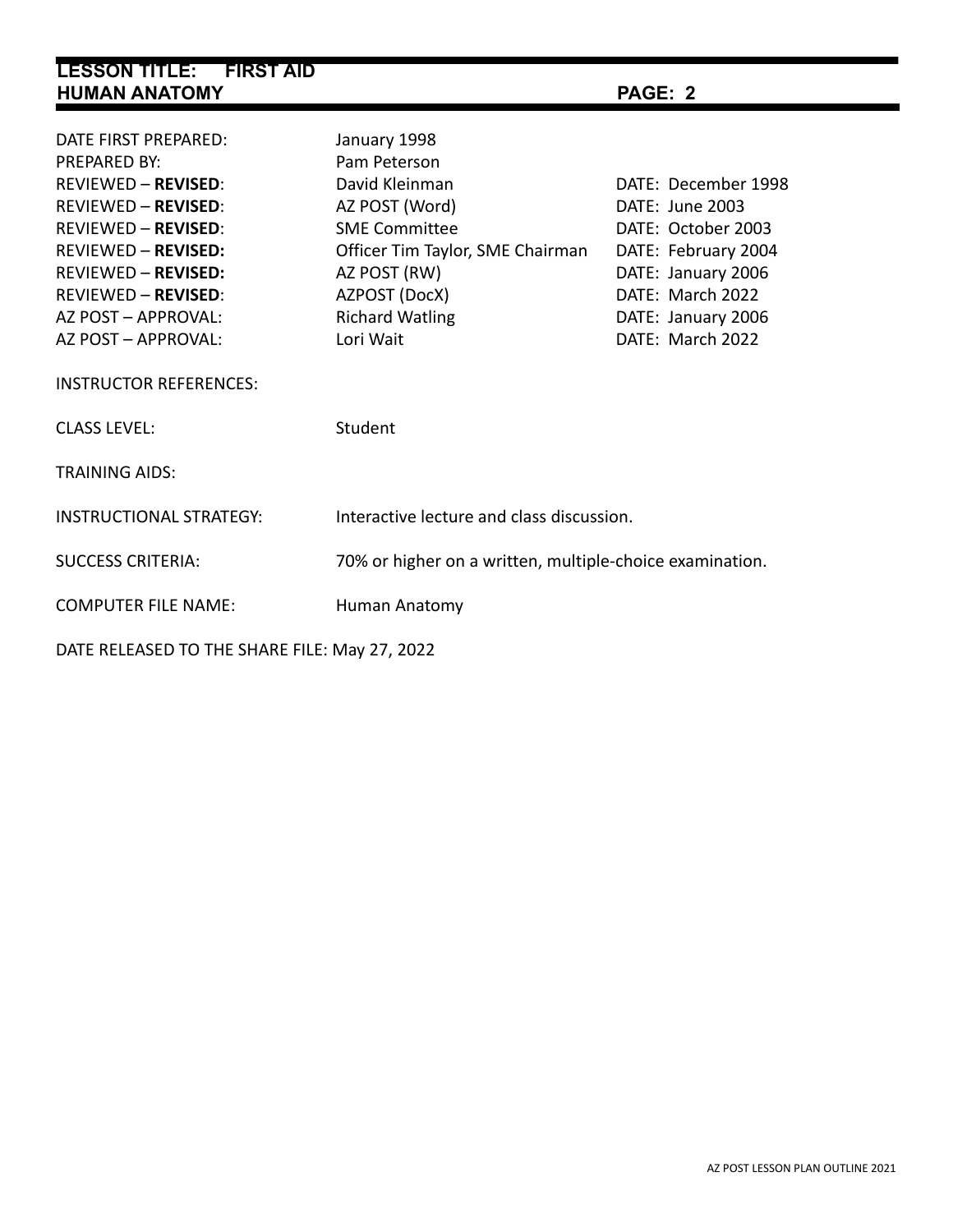| | | |
|---|---|---|
| DATE FIRST PREPARED: | January 1998 | |
| PREPARED BY: | Pam Peterson | |
| REVIEWED – **REVISED**: | David Kleinman | DATE: December 1998 |
| REVIEWED – **REVISED**: | AZ POST (Word) | DATE: June 2003 |
| REVIEWED – **REVISED**: | SME Committee | DATE: October 2003 |
| REVIEWED – **REVISED:** | Officer Tim Taylor, SME Chairman | DATE: February 2004 |
| REVIEWED – **REVISED:** | AZ POST (RW) | DATE: January 2006 |
| REVIEWED – **REVISED**: | AZPOST (DocX) | DATE: March 2022 |
| AZ POST – APPROVAL: | Richard Watling | DATE: January 2006 |
| AZ POST – APPROVAL: | Lori Wait | DATE: March 2022 |

INSTRUCTOR REFERENCES:

CLASS LEVEL: Student

TRAINING AIDS:

INSTRUCTIONAL STRATEGY: Interactive lecture and class discussion.

SUCCESS CRITERIA: 70% or higher on a written, multiple-choice examination.

COMPUTER FILE NAME: Human Anatomy

DATE RELEASED TO THE SHARE FILE: May 27, 2022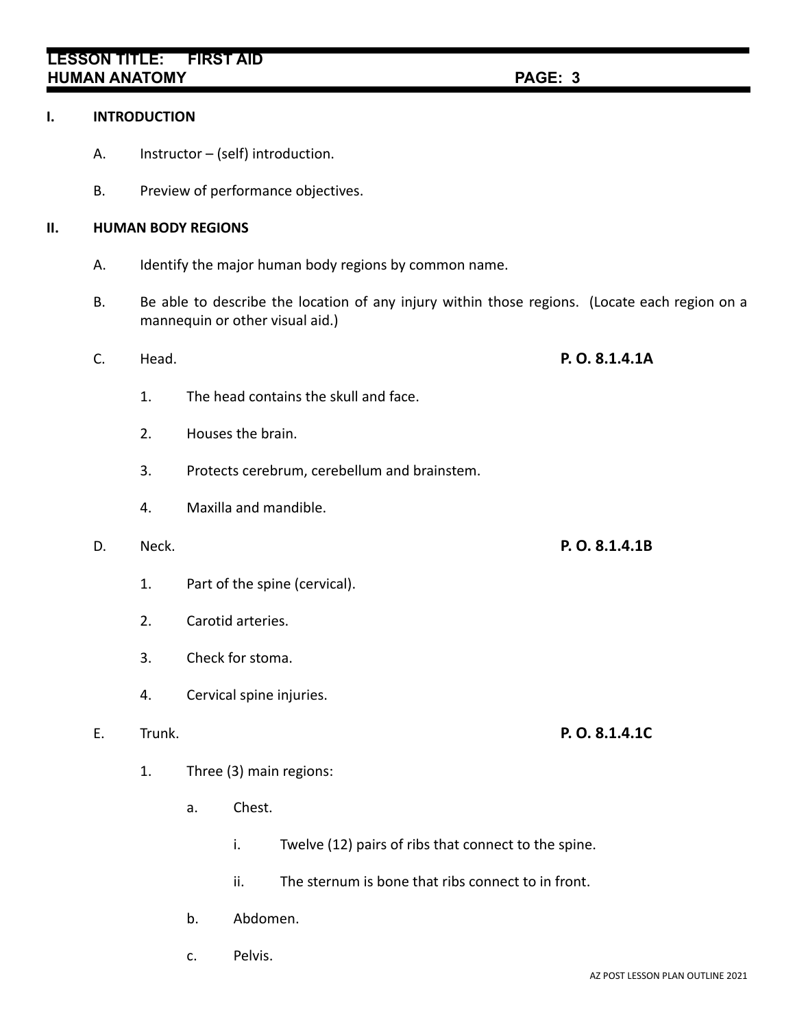## I. INTRODUCTION

A. Instructor – (self) introduction.

B. Preview of performance objectives.

## II. HUMAN BODY REGIONS

A. Identify the major human body regions by common name.

B. Be able to describe the location of any injury within those regions. (Locate each region on a mannequin or other visual aid.)

C. Head. **P. O. 8.1.4.1A**

1. The head contains the skull and face.

2. Houses the brain.

3. Protects cerebrum, cerebellum and brainstem.

4. Maxilla and mandible.

D. Neck. **P. O. 8.1.4.1B**

1. Part of the spine (cervical).

2. Carotid arteries.

3. Check for stoma.

4. Cervical spine injuries.

E. Trunk. **P. O. 8.1.4.1C**

1. Three (3) main regions:

   a. Chest.

      i. Twelve (12) pairs of ribs that connect to the spine.

      ii. The sternum is bone that ribs connect to in front.

   b. Abdomen.

   c. Pelvis.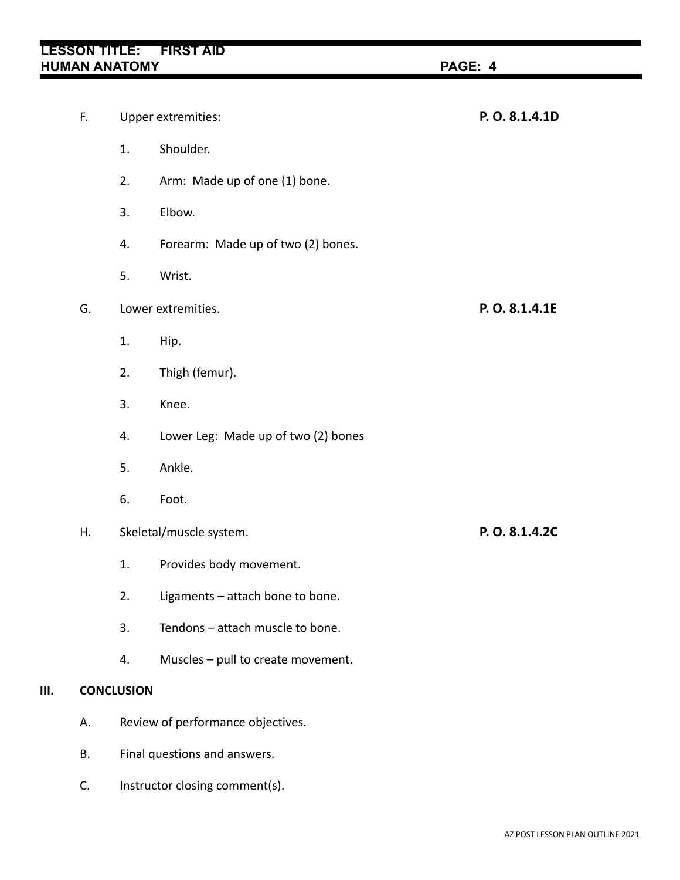F. Upper extremities: **P. O. 8.1.4.1D**

1. Shoulder.
2. Arm: Made up of one (1) bone.
3. Elbow.
4. Forearm: Made up of two (2) bones.
5. Wrist.

G. Lower extremities. **P. O. 8.1.4.1E**

1. Hip.
2. Thigh (femur).
3. Knee.
4. Lower Leg: Made up of two (2) bones
5. Ankle.
6. Foot.

H. Skeletal/muscle system. **P. O. 8.1.4.2C**

1. Provides body movement.
2. Ligaments – attach bone to bone.
3. Tendons – attach muscle to bone.
4. Muscles – pull to create movement.

## III. CONCLUSION

A. Review of performance objectives.

B. Final questions and answers.

C. Instructor closing comment(s).